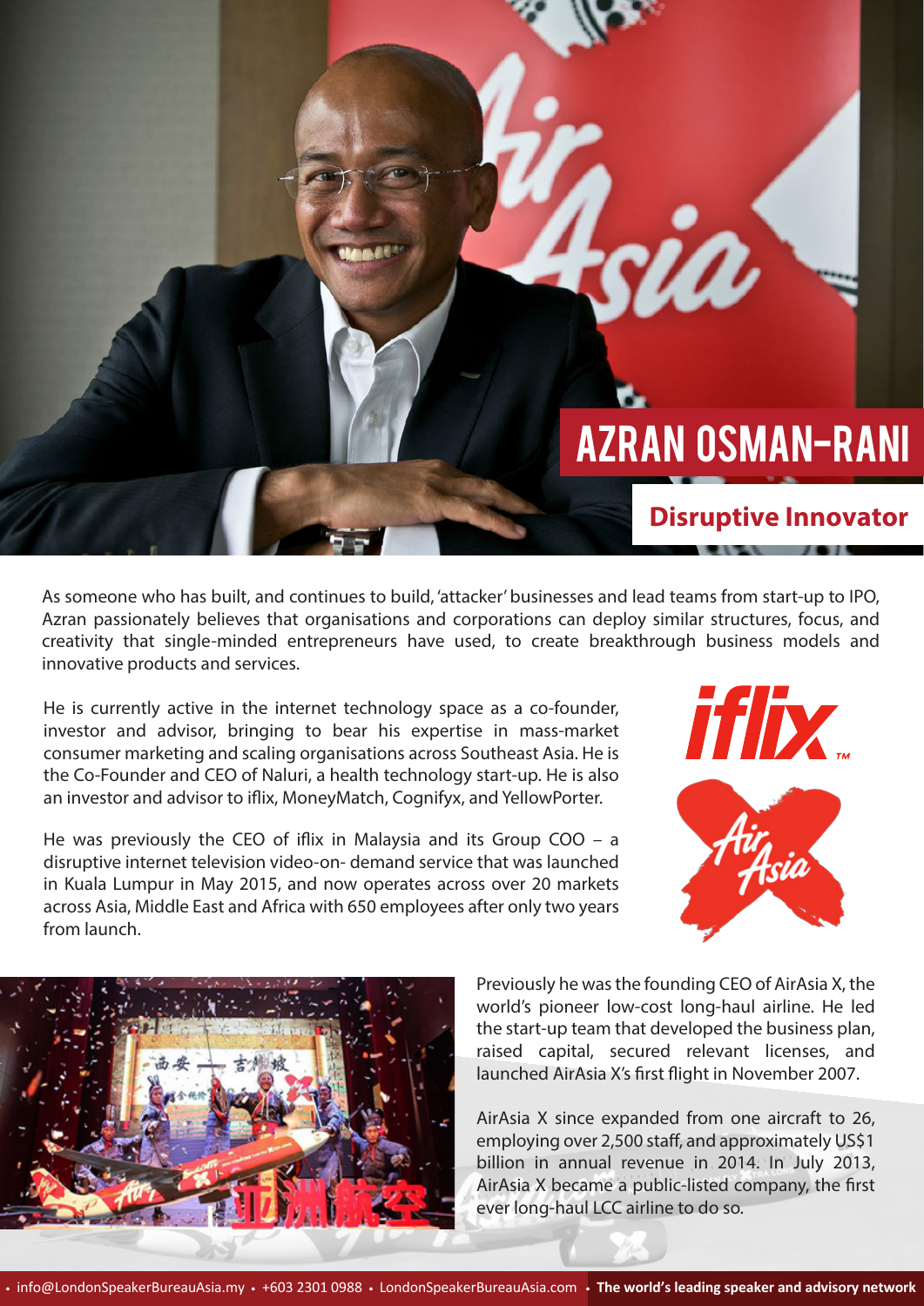# AZRAN OSMAN-RANI

## Disruptive Innovator

As someone who has built, and continues to build, 'attacker' businesses and lead teams from start-up to IPO, Azran passionately believes that organisations and corporations can deploy similar structures, focus, and creativity that single-minded entrepreneurs have used, to create breakthrough business models and innovative products and services.

He is currently active in the internet technology space as a co-founder, investor and advisor, bringing to bear his expertise in mass-market consumer marketing and scaling organisations across Southeast Asia. He is the Co-Founder and CEO of Naluri, a health technology start-up. He is also an investor and advisor to iflix, MoneyMatch, Cognifyx, and YellowPorter.

He was previously the CEO of iflix in Malaysia and its Group COO – a disruptive internet television video-on- demand service that was launched in Kuala Lumpur in May 2015, and now operates across over 20 markets across Asia, Middle East and Africa with 650 employees after only two years from launch.

Previously he was the founding CEO of AirAsia X, the world's pioneer low-cost long-haul airline. He led the start-up team that developed the business plan, raised capital, secured relevant licenses, and launched AirAsia X's first flight in November 2007.

AirAsia X since expanded from one aircraft to 26, employing over 2,500 staff, and approximately US$1 billion in annual revenue in 2014. In July 2013, AirAsia X became a public-listed company, the first ever long-haul LCC airline to do so.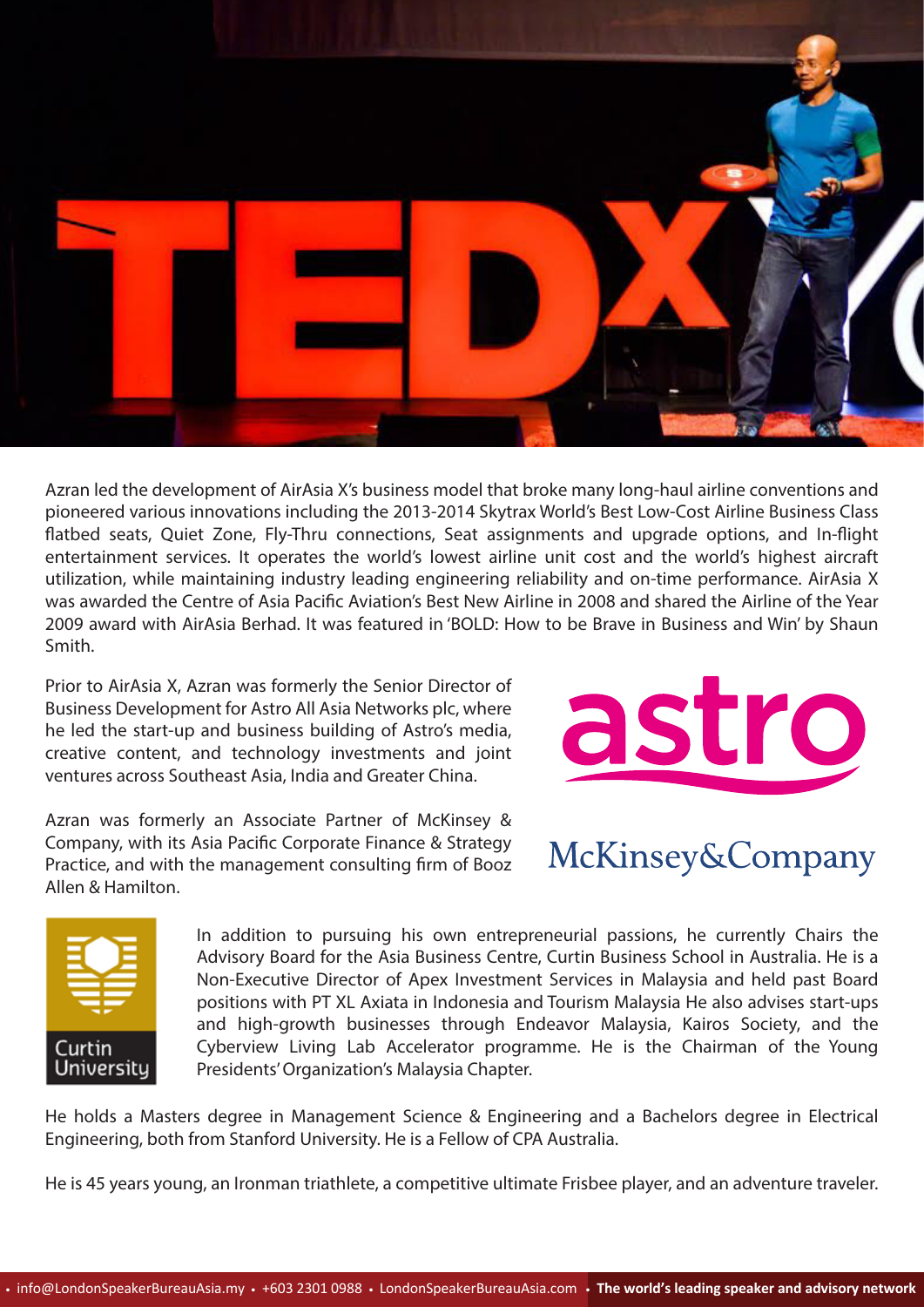Azran led the development of AirAsia X's business model that broke many long-haul airline conventions and pioneered various innovations including the 2013-2014 Skytrax World's Best Low-Cost Airline Business Class flatbed seats, Quiet Zone, Fly-Thru connections, Seat assignments and upgrade options, and In-flight entertainment services. It operates the world's lowest airline unit cost and the world's highest aircraft utilization, while maintaining industry leading engineering reliability and on-time performance. AirAsia X was awarded the Centre of Asia Pacific Aviation's Best New Airline in 2008 and shared the Airline of the Year 2009 award with AirAsia Berhad. It was featured in 'BOLD: How to be Brave in Business and Win' by Shaun Smith.

Prior to AirAsia X, Azran was formerly the Senior Director of Business Development for Astro All Asia Networks plc, where he led the start-up and business building of Astro's media, creative content, and technology investments and joint ventures across Southeast Asia, India and Greater China.

Azran was formerly an Associate Partner of McKinsey & Company, with its Asia Pacific Corporate Finance & Strategy Practice, and with the management consulting firm of Booz Allen & Hamilton.

In addition to pursuing his own entrepreneurial passions, he currently Chairs the Advisory Board for the Asia Business Centre, Curtin Business School in Australia. He is a Non-Executive Director of Apex Investment Services in Malaysia and held past Board positions with PT XL Axiata in Indonesia and Tourism Malaysia He also advises start-ups and high-growth businesses through Endeavor Malaysia, Kairos Society, and the Cyberview Living Lab Accelerator programme. He is the Chairman of the Young Presidents' Organization's Malaysia Chapter.

He holds a Masters degree in Management Science & Engineering and a Bachelors degree in Electrical Engineering, both from Stanford University. He is a Fellow of CPA Australia.

He is 45 years young, an Ironman triathlete, a competitive ultimate Frisbee player, and an adventure traveler.